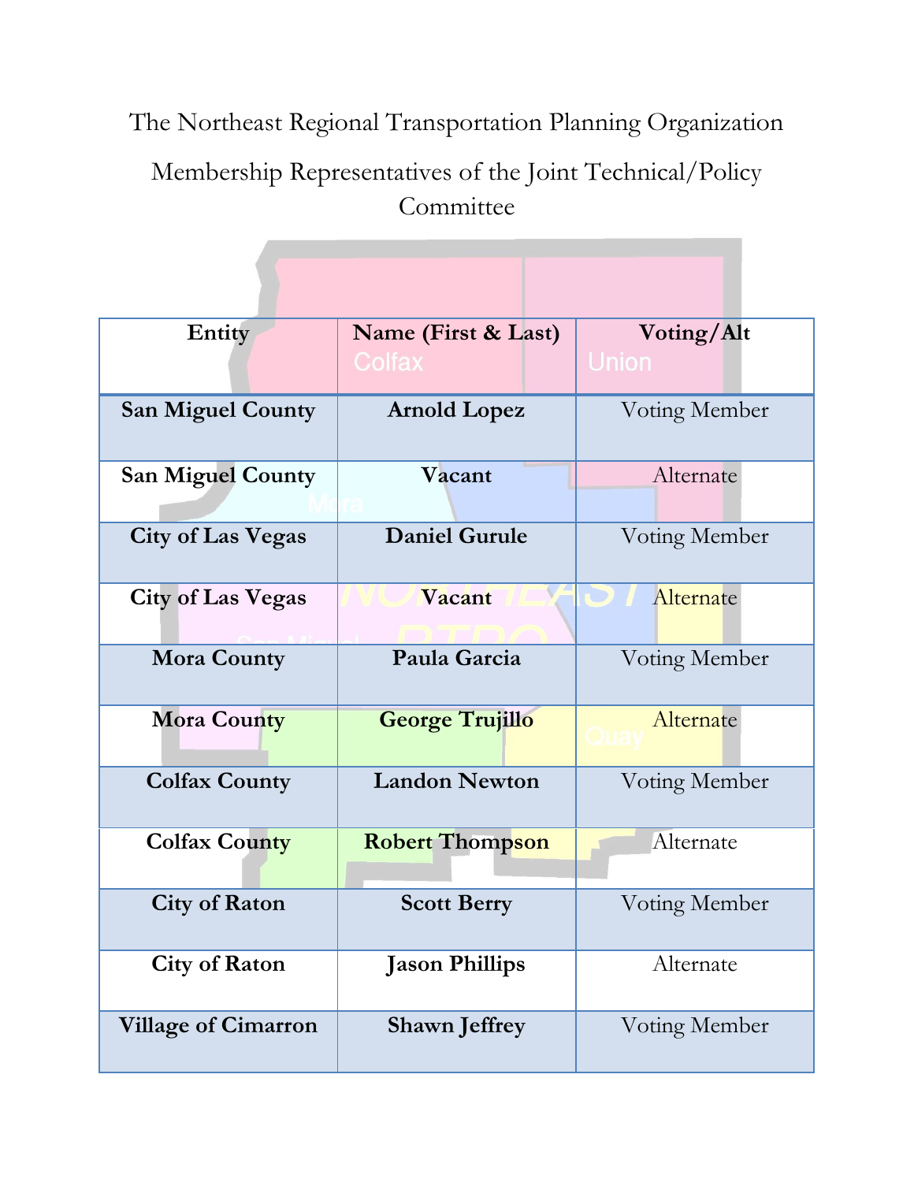# The Northeast Regional Transportation Planning Organization

## Membership Representatives of the Joint Technical/Policy Committee

| Entity | Name (First & Last) | Voting/Alt |
|---|---|---|
| **San Miguel County** | **Arnold Lopez** | Voting Member |
| **San Miguel County** | **Vacant** | Alternate |
| **City of Las Vegas** | **Daniel Gurule** | Voting Member |
| **City of Las Vegas** | **Vacant** | Alternate |
| **Mora County** | **Paula Garcia** | Voting Member |
| **Mora County** | **George Trujillo** | Alternate |
| **Colfax County** | **Landon Newton** | Voting Member |
| **Colfax County** | **Robert Thompson** | Alternate |
| **City of Raton** | **Scott Berry** | Voting Member |
| **City of Raton** | **Jason Phillips** | Alternate |
| **Village of Cimarron** | **Shawn Jeffrey** | Voting Member |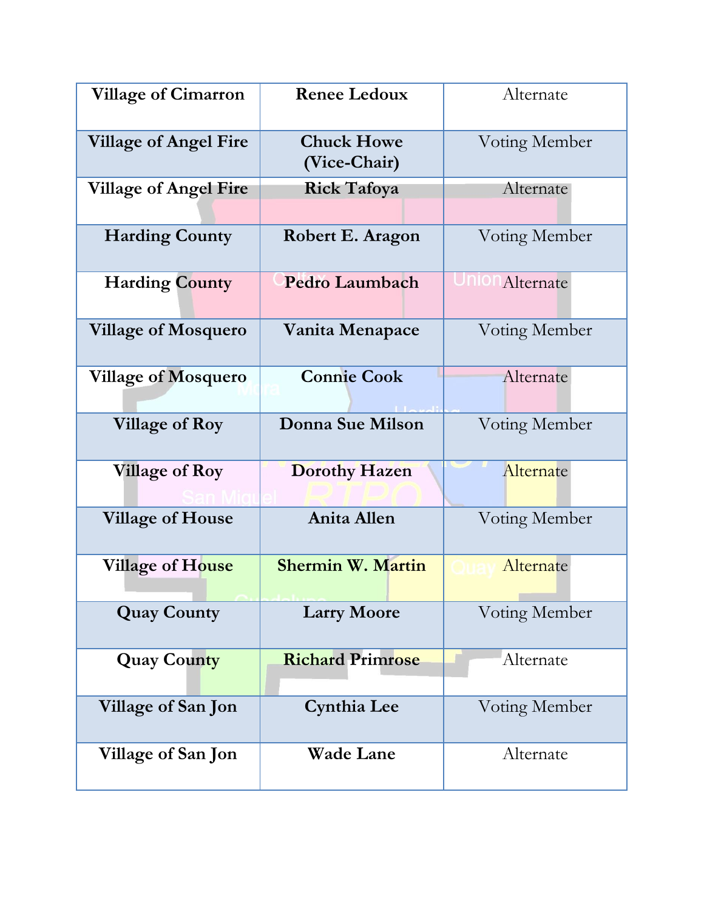| | | |
|---|---|---|
| **Village of Cimarron** | **Renee Ledoux** | Alternate |
| **Village of Angel Fire** | **Chuck Howe (Vice-Chair)** | Voting Member |
| **Village of Angel Fire** | **Rick Tafoya** | Alternate |
| **Harding County** | **Robert E. Aragon** | Voting Member |
| **Harding County** | **Pedro Laumbach** | Alternate |
| **Village of Mosquero** | **Vanita Menapace** | Voting Member |
| **Village of Mosquero** | **Connie Cook** | Alternate |
| **Village of Roy** | **Donna Sue Milson** | Voting Member |
| **Village of Roy** | **Dorothy Hazen** | Alternate |
| **Village of House** | **Anita Allen** | Voting Member |
| **Village of House** | **Shermin W. Martin** | Alternate |
| **Quay County** | **Larry Moore** | Voting Member |
| **Quay County** | **Richard Primrose** | Alternate |
| **Village of San Jon** | **Cynthia Lee** | Voting Member |
| **Village of San Jon** | **Wade Lane** | Alternate |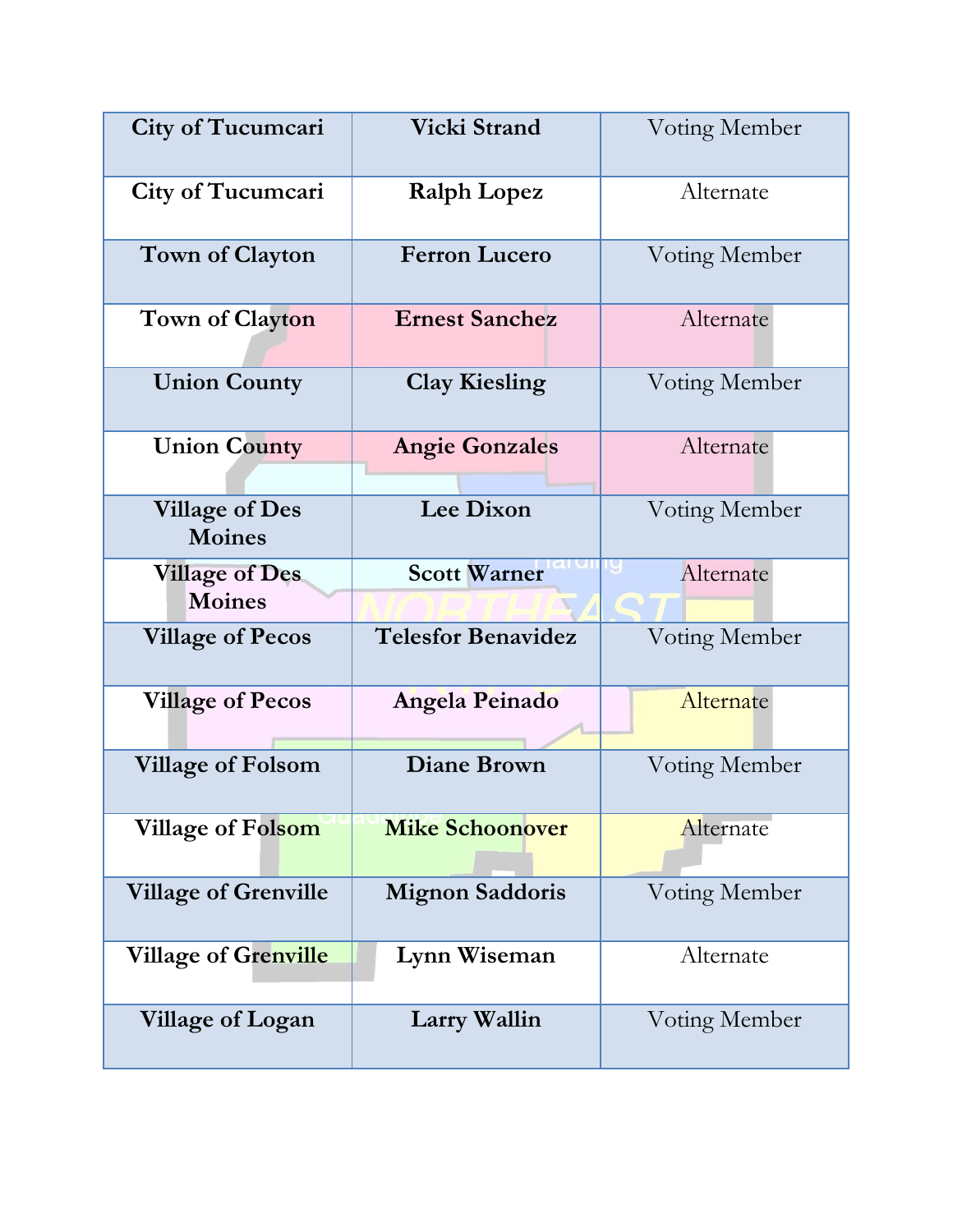| City of Tucumcari | Vicki Strand | Voting Member |
|---|---|---|
| City of Tucumcari | Ralph Lopez | Alternate |
| Town of Clayton | Ferron Lucero | Voting Member |
| Town of Clayton | Ernest Sanchez | Alternate |
| Union County | Clay Kiesling | Voting Member |
| Union County | Angie Gonzales | Alternate |
| Village of Des Moines | Lee Dixon | Voting Member |
| Village of Des Moines | Scott Warner | Alternate |
| Village of Pecos | Telesfor Benavidez | Voting Member |
| Village of Pecos | Angela Peinado | Alternate |
| Village of Folsom | Diane Brown | Voting Member |
| Village of Folsom | Mike Schoonover | Alternate |
| Village of Grenville | Mignon Saddoris | Voting Member |
| Village of Grenville | Lynn Wiseman | Alternate |
| Village of Logan | Larry Wallin | Voting Member |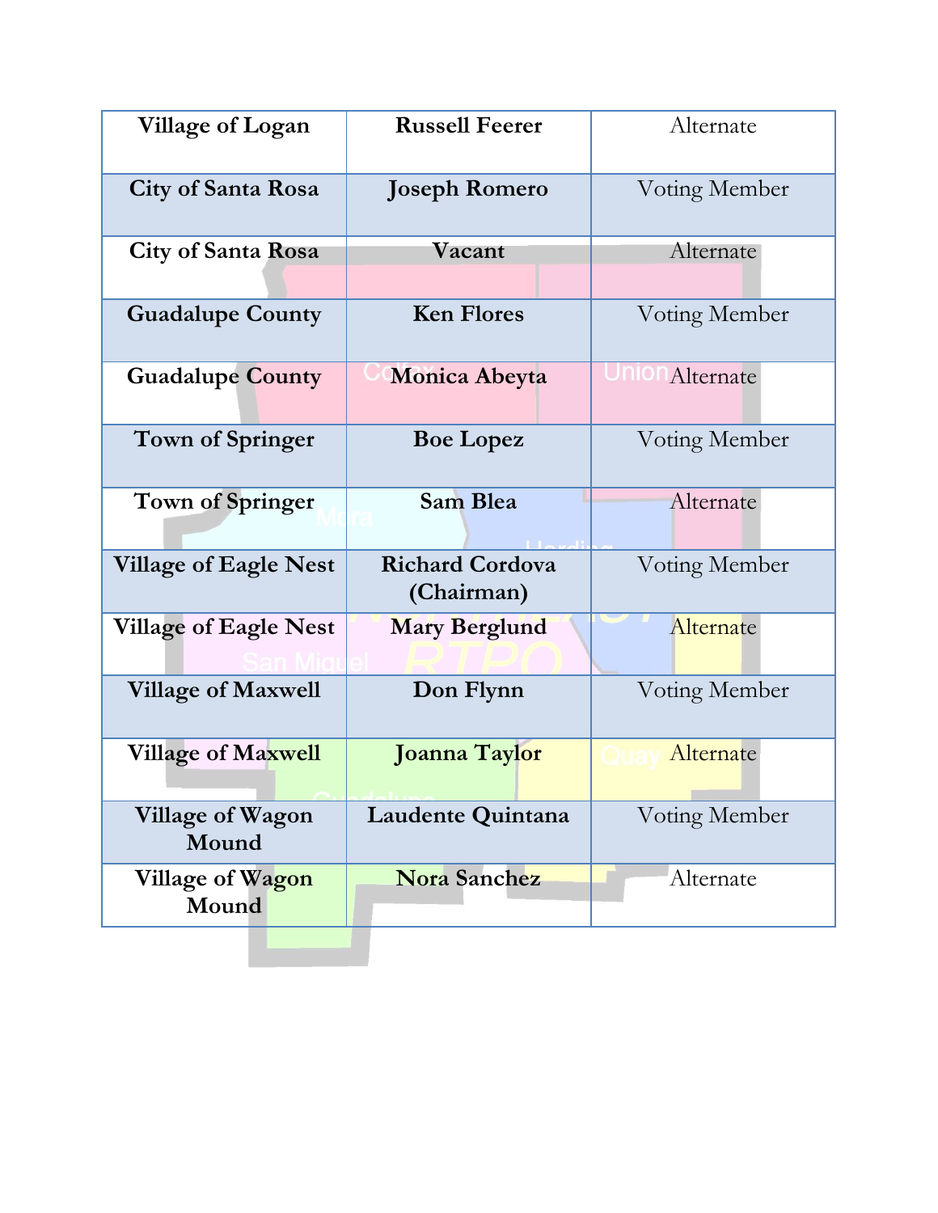| | | |
|---|---|---|
| **Village of Logan** | **Russell Feerer** | Alternate |
| **City of Santa Rosa** | **Joseph Romero** | Voting Member |
| **City of Santa Rosa** | **Vacant** | Alternate |
| **Guadalupe County** | **Ken Flores** | Voting Member |
| **Guadalupe County** | **Monica Abeyta** | Alternate |
| **Town of Springer** | **Boe Lopez** | Voting Member |
| **Town of Springer** | **Sam Blea** | Alternate |
| **Village of Eagle Nest** | **Richard Cordova (Chairman)** | Voting Member |
| **Village of Eagle Nest** | **Mary Berglund** | Alternate |
| **Village of Maxwell** | **Don Flynn** | Voting Member |
| **Village of Maxwell** | **Joanna Taylor** | Alternate |
| **Village of Wagon Mound** | **Laudente Quintana** | Voting Member |
| **Village of Wagon Mound** | **Nora Sanchez** | Alternate |